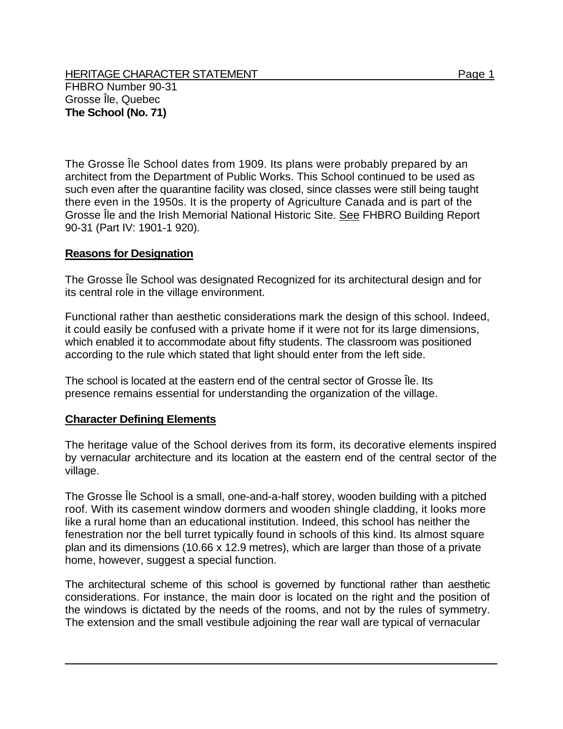HERITAGE CHARACTER STATEMENT

FHBRO Number 90-31
Grosse Île, Quebec
**The School (No. 71)**

The Grosse Île School dates from 1909. Its plans were probably prepared by an architect from the Department of Public Works. This School continued to be used as such even after the quarantine facility was closed, since classes were still being taught there even in the 1950s. It is the property of Agriculture Canada and is part of the Grosse Île and the Irish Memorial National Historic Site. See FHBRO Building Report 90-31 (Part IV: 1901-1 920).

## Reasons for Designation

The Grosse Île School was designated Recognized for its architectural design and for its central role in the village environment.

Functional rather than aesthetic considerations mark the design of this school. Indeed, it could easily be confused with a private home if it were not for its large dimensions, which enabled it to accommodate about fifty students. The classroom was positioned according to the rule which stated that light should enter from the left side.

The school is located at the eastern end of the central sector of Grosse Île. Its presence remains essential for understanding the organization of the village.

## Character Defining Elements

The heritage value of the School derives from its form, its decorative elements inspired by vernacular architecture and its location at the eastern end of the central sector of the village.

The Grosse Île School is a small, one-and-a-half storey, wooden building with a pitched roof. With its casement window dormers and wooden shingle cladding, it looks more like a rural home than an educational institution. Indeed, this school has neither the fenestration nor the bell turret typically found in schools of this kind. Its almost square plan and its dimensions (10.66 x 12.9 metres), which are larger than those of a private home, however, suggest a special function.

The architectural scheme of this school is governed by functional rather than aesthetic considerations. For instance, the main door is located on the right and the position of the windows is dictated by the needs of the rooms, and not by the rules of symmetry. The extension and the small vestibule adjoining the rear wall are typical of vernacular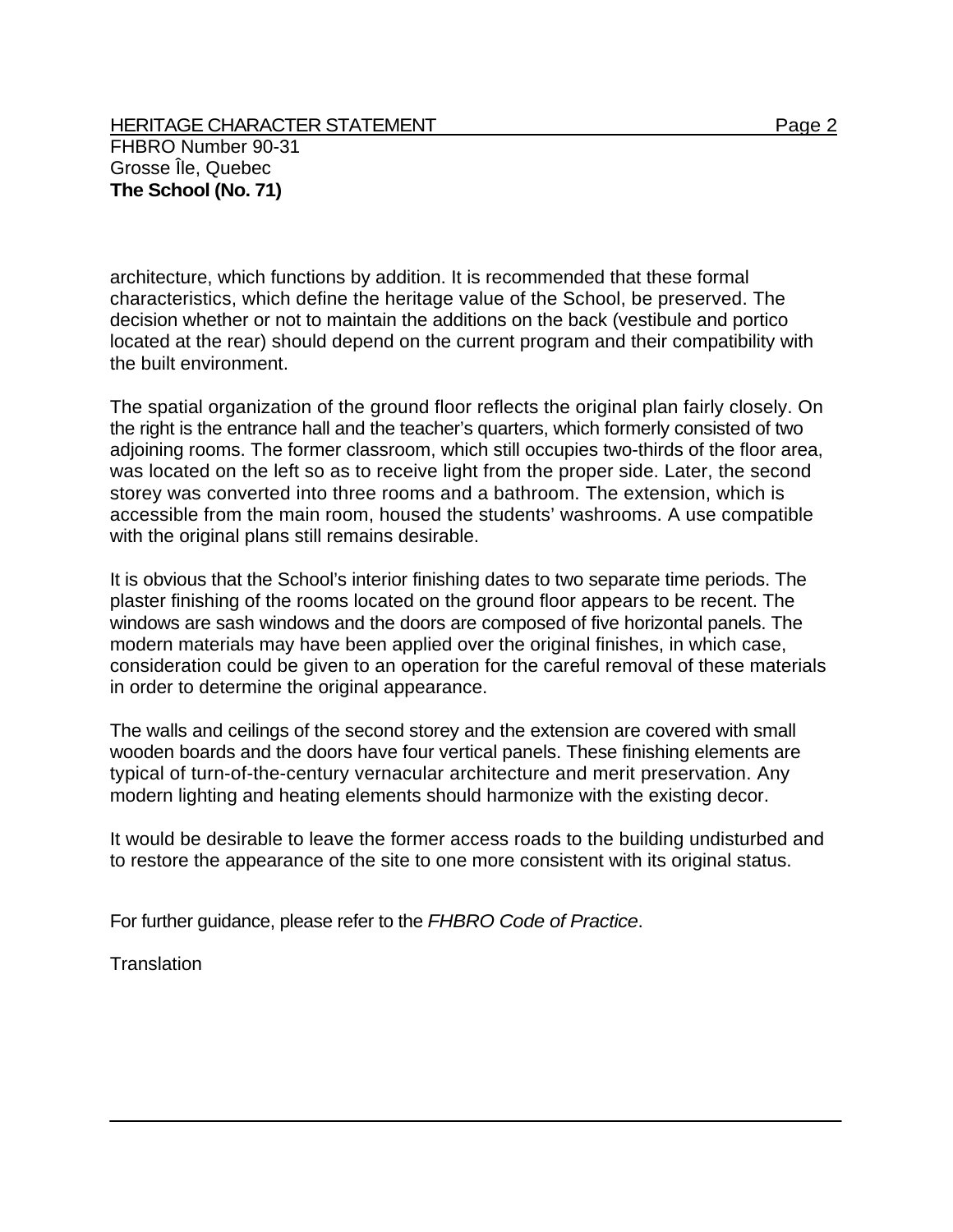architecture, which functions by addition. It is recommended that these formal characteristics, which define the heritage value of the School, be preserved. The decision whether or not to maintain the additions on the back (vestibule and portico located at the rear) should depend on the current program and their compatibility with the built environment.

The spatial organization of the ground floor reflects the original plan fairly closely. On the right is the entrance hall and the teacher's quarters, which formerly consisted of two adjoining rooms. The former classroom, which still occupies two-thirds of the floor area, was located on the left so as to receive light from the proper side. Later, the second storey was converted into three rooms and a bathroom. The extension, which is accessible from the main room, housed the students' washrooms. A use compatible with the original plans still remains desirable.

It is obvious that the School's interior finishing dates to two separate time periods. The plaster finishing of the rooms located on the ground floor appears to be recent. The windows are sash windows and the doors are composed of five horizontal panels. The modern materials may have been applied over the original finishes, in which case, consideration could be given to an operation for the careful removal of these materials in order to determine the original appearance.

The walls and ceilings of the second storey and the extension are covered with small wooden boards and the doors have four vertical panels. These finishing elements are typical of turn-of-the-century vernacular architecture and merit preservation. Any modern lighting and heating elements should harmonize with the existing decor.

It would be desirable to leave the former access roads to the building undisturbed and to restore the appearance of the site to one more consistent with its original status.

For further guidance, please refer to the *FHBRO Code of Practice*.

Translation